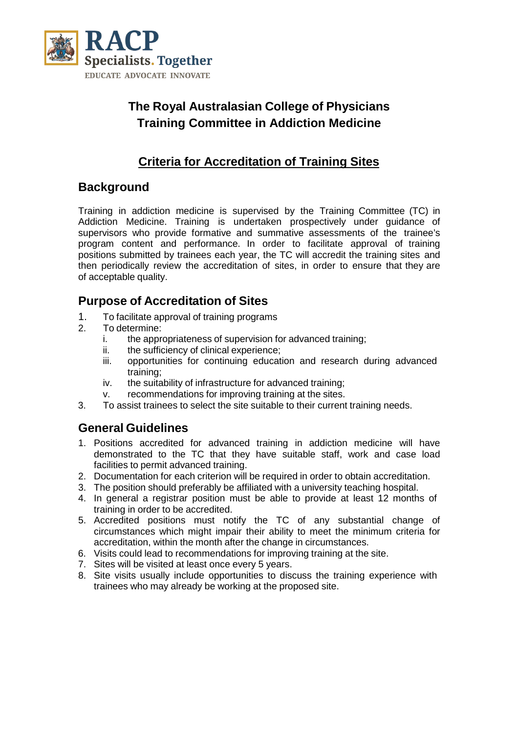RACP
Specialists. Together
EDUCATE ADVOCATE INNOVATE

# The Royal Australasian College of Physicians
# Training Committee in Addiction Medicine

## Criteria for Accreditation of Training Sites

## Background

Training in addiction medicine is supervised by the Training Committee (TC) in Addiction Medicine. Training is undertaken prospectively under guidance of supervisors who provide formative and summative assessments of the trainee's program content and performance. In order to facilitate approval of training positions submitted by trainees each year, the TC will accredit the training sites and then periodically review the accreditation of sites, in order to ensure that they are of acceptable quality.

## Purpose of Accreditation of Sites

1. To facilitate approval of training programs
2. To determine:
   i. the appropriateness of supervision for advanced training;
   ii. the sufficiency of clinical experience;
   iii. opportunities for continuing education and research during advanced training;
   iv. the suitability of infrastructure for advanced training;
   v. recommendations for improving training at the sites.
3. To assist trainees to select the site suitable to their current training needs.

## General Guidelines

1. Positions accredited for advanced training in addiction medicine will have demonstrated to the TC that they have suitable staff, work and case load facilities to permit advanced training.
2. Documentation for each criterion will be required in order to obtain accreditation.
3. The position should preferably be affiliated with a university teaching hospital.
4. In general a registrar position must be able to provide at least 12 months of training in order to be accredited.
5. Accredited positions must notify the TC of any substantial change of circumstances which might impair their ability to meet the minimum criteria for accreditation, within the month after the change in circumstances.
6. Visits could lead to recommendations for improving training at the site.
7. Sites will be visited at least once every 5 years.
8. Site visits usually include opportunities to discuss the training experience with trainees who may already be working at the proposed site.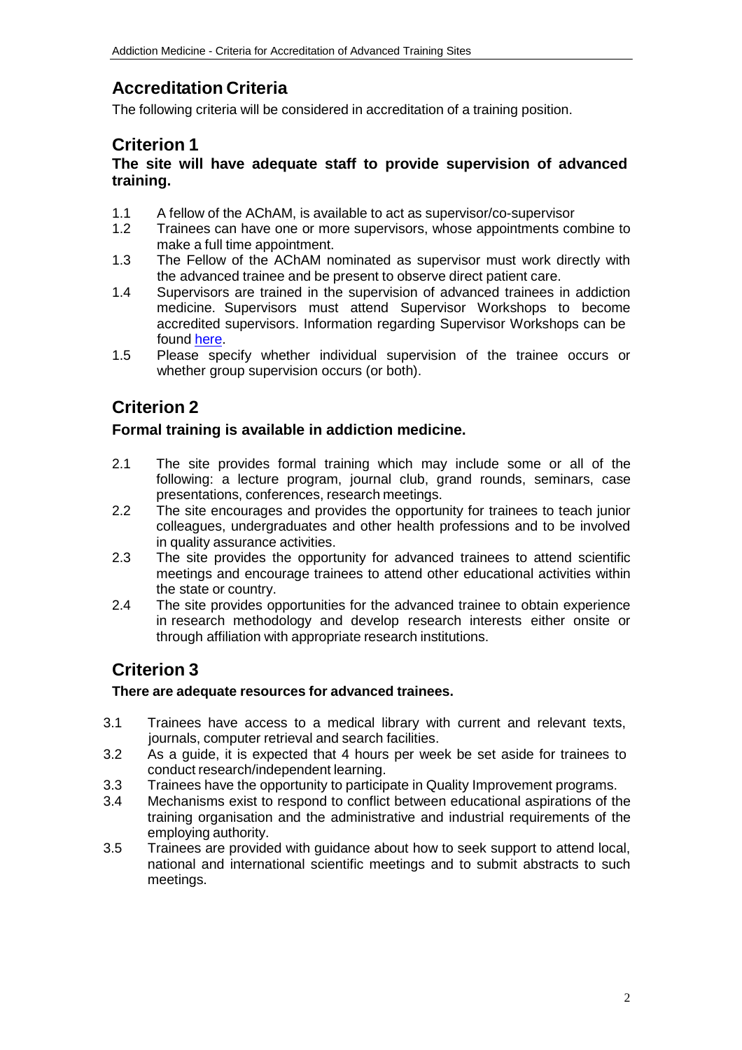## Accreditation Criteria

The following criteria will be considered in accreditation of a training position.

## Criterion 1

**The site will have adequate staff to provide supervision of advanced training.**

1.1 A fellow of the AChAM, is available to act as supervisor/co-supervisor

1.2 Trainees can have one or more supervisors, whose appointments combine to make a full time appointment.

1.3 The Fellow of the AChAM nominated as supervisor must work directly with the advanced trainee and be present to observe direct patient care.

1.4 Supervisors are trained in the supervision of advanced trainees in addiction medicine. Supervisors must attend Supervisor Workshops to become accredited supervisors. Information regarding Supervisor Workshops can be found here.

1.5 Please specify whether individual supervision of the trainee occurs or whether group supervision occurs (or both).

## Criterion 2

**Formal training is available in addiction medicine.**

2.1 The site provides formal training which may include some or all of the following: a lecture program, journal club, grand rounds, seminars, case presentations, conferences, research meetings.

2.2 The site encourages and provides the opportunity for trainees to teach junior colleagues, undergraduates and other health professions and to be involved in quality assurance activities.

2.3 The site provides the opportunity for advanced trainees to attend scientific meetings and encourage trainees to attend other educational activities within the state or country.

2.4 The site provides opportunities for the advanced trainee to obtain experience in research methodology and develop research interests either onsite or through affiliation with appropriate research institutions.

## Criterion 3

**There are adequate resources for advanced trainees.**

3.1 Trainees have access to a medical library with current and relevant texts, journals, computer retrieval and search facilities.

3.2 As a guide, it is expected that 4 hours per week be set aside for trainees to conduct research/independent learning.

3.3 Trainees have the opportunity to participate in Quality Improvement programs.

3.4 Mechanisms exist to respond to conflict between educational aspirations of the training organisation and the administrative and industrial requirements of the employing authority.

3.5 Trainees are provided with guidance about how to seek support to attend local, national and international scientific meetings and to submit abstracts to such meetings.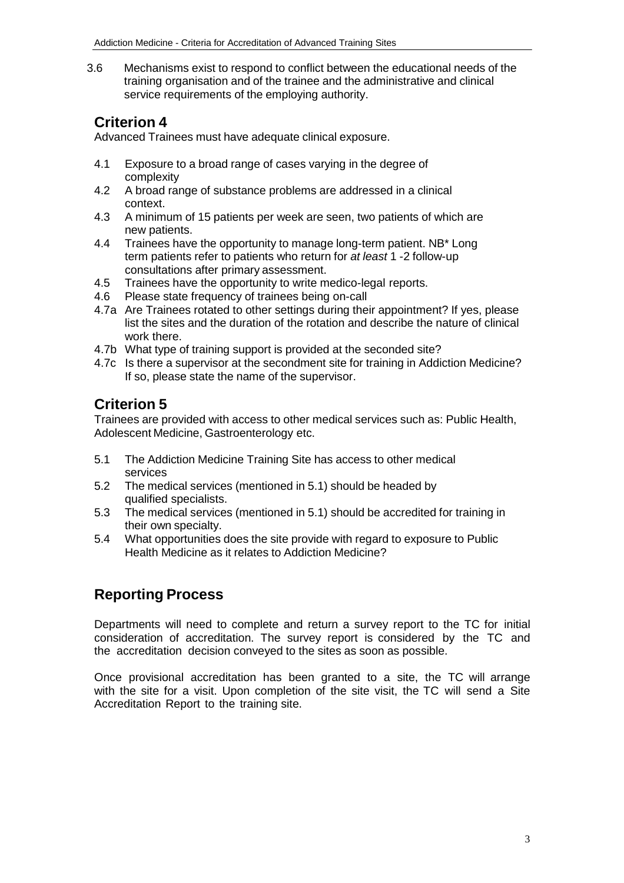3.6 Mechanisms exist to respond to conflict between the educational needs of the training organisation and of the trainee and the administrative and clinical service requirements of the employing authority.

## Criterion 4

Advanced Trainees must have adequate clinical exposure.

- 4.1 Exposure to a broad range of cases varying in the degree of complexity
- 4.2 A broad range of substance problems are addressed in a clinical context.
- 4.3 A minimum of 15 patients per week are seen, two patients of which are new patients.
- 4.4 Trainees have the opportunity to manage long-term patient. NB* Long term patients refer to patients who return for *at least* 1 -2 follow-up consultations after primary assessment.
- 4.5 Trainees have the opportunity to write medico-legal reports.
- 4.6 Please state frequency of trainees being on-call
- 4.7a Are Trainees rotated to other settings during their appointment? If yes, please list the sites and the duration of the rotation and describe the nature of clinical work there.
- 4.7b What type of training support is provided at the seconded site?
- 4.7c Is there a supervisor at the secondment site for training in Addiction Medicine? If so, please state the name of the supervisor.

## Criterion 5

Trainees are provided with access to other medical services such as: Public Health, Adolescent Medicine, Gastroenterology etc.

- 5.1 The Addiction Medicine Training Site has access to other medical services
- 5.2 The medical services (mentioned in 5.1) should be headed by qualified specialists.
- 5.3 The medical services (mentioned in 5.1) should be accredited for training in their own specialty.
- 5.4 What opportunities does the site provide with regard to exposure to Public Health Medicine as it relates to Addiction Medicine?

## Reporting Process

Departments will need to complete and return a survey report to the TC for initial consideration of accreditation. The survey report is considered by the TC and the accreditation decision conveyed to the sites as soon as possible.

Once provisional accreditation has been granted to a site, the TC will arrange with the site for a visit. Upon completion of the site visit, the TC will send a Site Accreditation Report to the training site.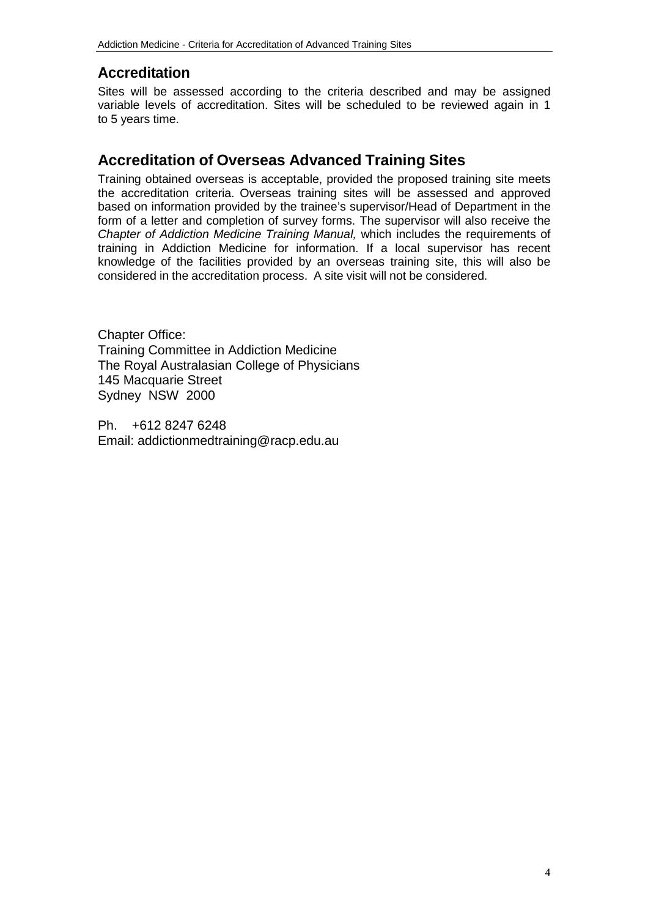## Accreditation

Sites will be assessed according to the criteria described and may be assigned variable levels of accreditation. Sites will be scheduled to be reviewed again in 1 to 5 years time.

## Accreditation of Overseas Advanced Training Sites

Training obtained overseas is acceptable, provided the proposed training site meets the accreditation criteria. Overseas training sites will be assessed and approved based on information provided by the trainee's supervisor/Head of Department in the form of a letter and completion of survey forms. The supervisor will also receive the *Chapter of Addiction Medicine Training Manual,* which includes the requirements of training in Addiction Medicine for information. If a local supervisor has recent knowledge of the facilities provided by an overseas training site, this will also be considered in the accreditation process. A site visit will not be considered.

Chapter Office:
Training Committee in Addiction Medicine
The Royal Australasian College of Physicians
145 Macquarie Street
Sydney NSW 2000

Ph. +612 8247 6248
Email: addictionmedtraining@racp.edu.au